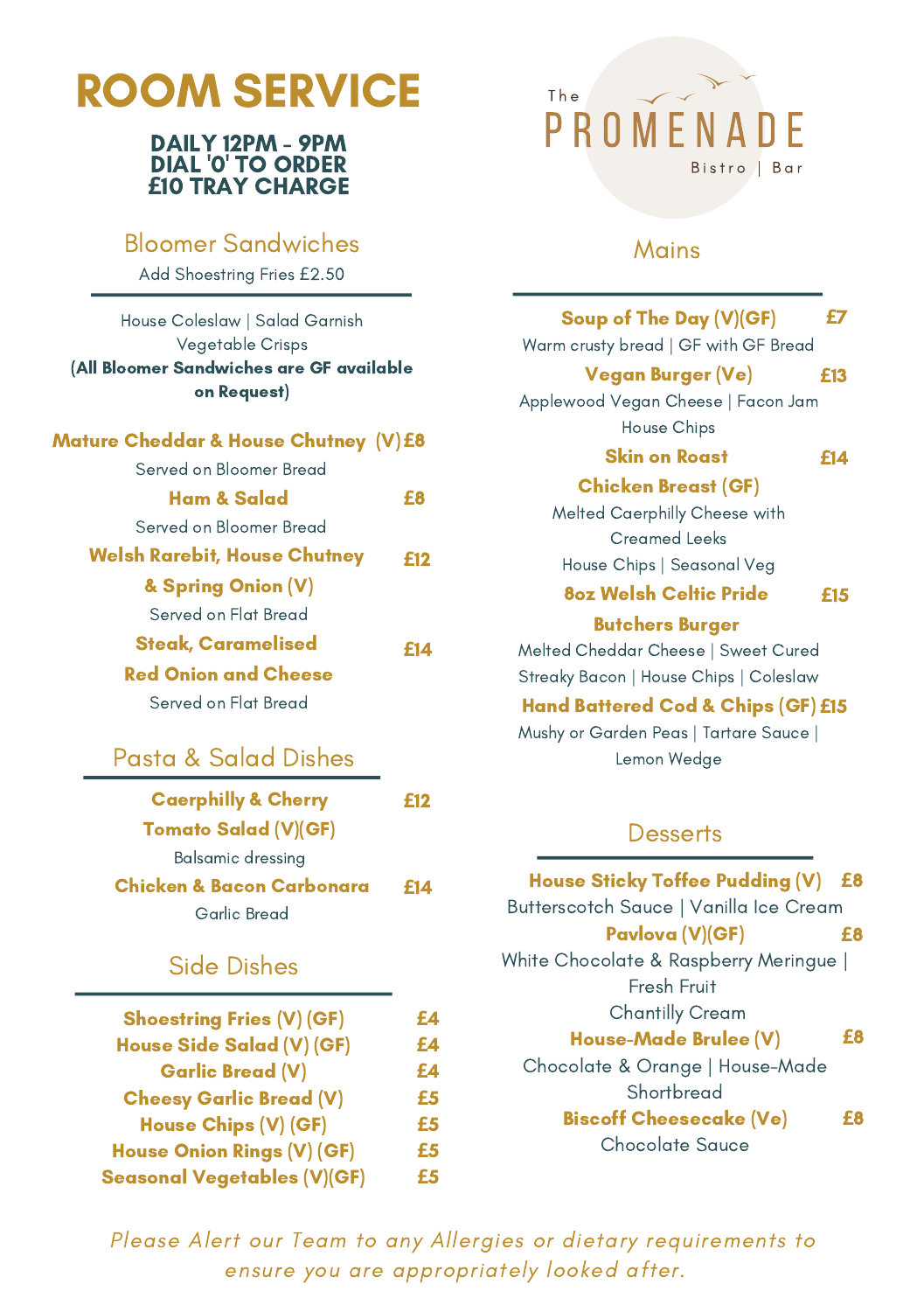# ROOM SERVICE

**DAILY 12PM - 9PM**
**DIAL '0' TO ORDER**
**£10 TRAY CHARGE**

The PROMENADE
Bistro | Bar

## Bloomer Sandwiches

Add Shoestring Fries £2.50

House Coleslaw | Salad Garnish
Vegetable Crisps
**(All Bloomer Sandwiches are GF available on Request)**

**Mature Cheddar & House Chutney (V) £8**
Served on Bloomer Bread

**Ham & Salad £8**
Served on Bloomer Bread

**Welsh Rarebit, House Chutney & Spring Onion (V) £12**
Served on Flat Bread

**Steak, Caramelised Red Onion and Cheese £14**
Served on Flat Bread

## Pasta & Salad Dishes

**Caerphilly & Cherry Tomato Salad (V)(GF) £12**
Balsamic dressing

**Chicken & Bacon Carbonara £14**
Garlic Bread

## Side Dishes

**Shoestring Fries (V) (GF) £4**
**House Side Salad (V) (GF) £4**
**Garlic Bread (V) £4**
**Cheesy Garlic Bread (V) £5**
**House Chips (V) (GF) £5**
**House Onion Rings (V) (GF) £5**
**Seasonal Vegetables (V)(GF) £5**

## Mains

**Soup of The Day (V)(GF) £7**
Warm crusty bread | GF with GF Bread

**Vegan Burger (Ve) £13**
Applewood Vegan Cheese | Facon Jam
House Chips

**Skin on Roast Chicken Breast (GF) £14**
Melted Caerphilly Cheese with Creamed Leeks
House Chips | Seasonal Veg

**8oz Welsh Celtic Pride Butchers Burger £15**
Melted Cheddar Cheese | Sweet Cured Streaky Bacon | House Chips | Coleslaw

**Hand Battered Cod & Chips (GF) £15**
Mushy or Garden Peas | Tartare Sauce | Lemon Wedge

## Desserts

**House Sticky Toffee Pudding (V) £8**
Butterscotch Sauce | Vanilla Ice Cream

**Pavlova (V)(GF) £8**
White Chocolate & Raspberry Meringue | Fresh Fruit
Chantilly Cream

**House-Made Brulee (V) £8**
Chocolate & Orange | House-Made Shortbread

**Biscoff Cheesecake (Ve) £8**
Chocolate Sauce

*Please Alert our Team to any Allergies or dietary requirements to ensure you are appropriately looked after.*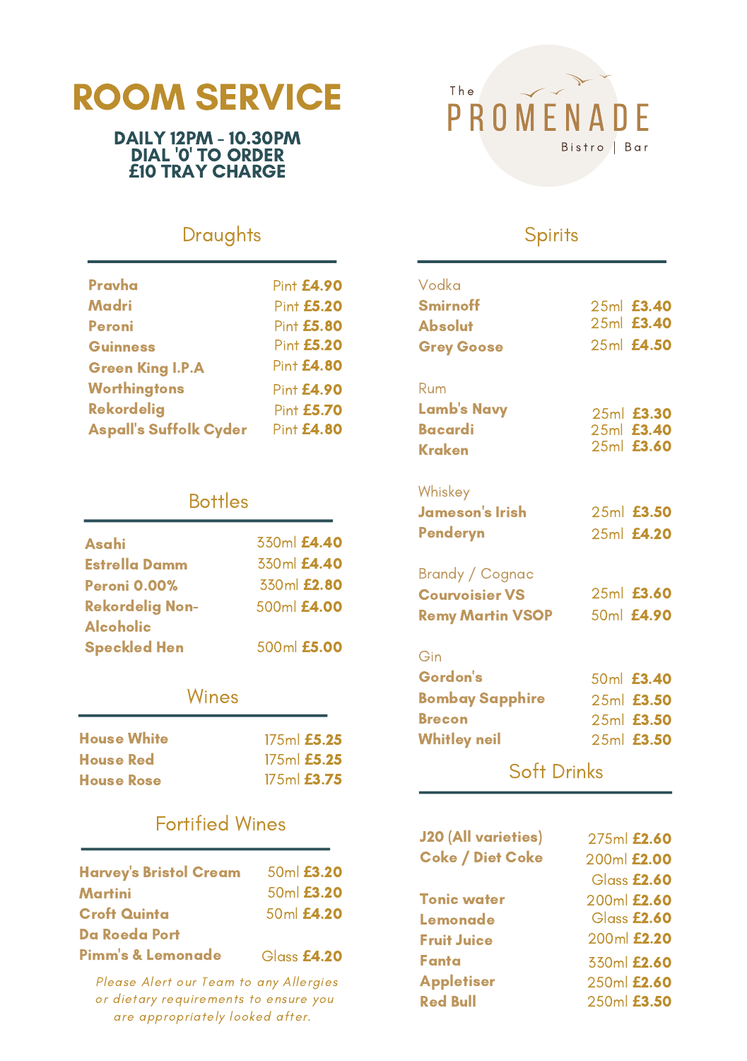# ROOM SERVICE

**DAILY 12PM - 10.30PM**
**DIAL '0' TO ORDER**
**£10 TRAY CHARGE**

The PROMENADE
Bistro | Bar

## Draughts

| | |
|---|---|
| **Pravha** | Pint **£4.90** |
| **Madri** | Pint **£5.20** |
| **Peroni** | Pint **£5.80** |
| **Guinness** | Pint **£5.20** |
| **Green King I.P.A** | Pint **£4.80** |
| **Worthingtons** | Pint **£4.90** |
| **Rekordelig** | Pint **£5.70** |
| **Aspall's Suffolk Cyder** | Pint **£4.80** |

## Bottles

| | |
|---|---|
| **Asahi** | 330ml **£4.40** |
| **Estrella Damm** | 330ml **£4.40** |
| **Peroni 0.00%** | 330ml **£2.80** |
| **Rekordelig Non-Alcoholic** | 500ml **£4.00** |
| **Speckled Hen** | 500ml **£5.00** |

## Wines

| | |
|---|---|
| **House White** | 175ml **£5.25** |
| **House Red** | 175ml **£5.25** |
| **House Rose** | 175ml **£3.75** |

## Fortified Wines

| | |
|---|---|
| **Harvey's Bristol Cream** | 50ml **£3.20** |
| **Martini** | 50ml **£3.20** |
| **Croft Quinta** | 50ml **£4.20** |
| **Da Roeda Port** | |
| **Pimm's & Lemonade** | Glass **£4.20** |

*Please Alert our Team to any Allergies or dietary requirements to ensure you are appropriately looked after.*

## Spirits

| | |
|---|---|
| Vodka | |
| **Smirnoff** | 25ml **£3.40** |
| **Absolut** | 25ml **£3.40** |
| **Grey Goose** | 25ml **£4.50** |
| Rum | |
| **Lamb's Navy** | 25ml **£3.30** |
| **Bacardi** | 25ml **£3.40** |
| **Kraken** | 25ml **£3.60** |
| Whiskey | |
| **Jameson's Irish** | 25ml **£3.50** |
| **Penderyn** | 25ml **£4.20** |
| Brandy / Cognac | |
| **Courvoisier VS** | 25ml **£3.60** |
| **Remy Martin VSOP** | 50ml **£4.90** |
| Gin | |
| **Gordon's** | 50ml **£3.40** |
| **Bombay Sapphire** | 25ml **£3.50** |
| **Brecon** | 25ml **£3.50** |
| **Whitley neil** | 25ml **£3.50** |

## Soft Drinks

| | |
|---|---|
| **J20 (All varieties)** | 275ml **£2.60** |
| **Coke / Diet Coke** | 200ml **£2.00** |
| | Glass **£2.60** |
| **Tonic water** | 200ml **£2.60** |
| **Lemonade** | Glass **£2.60** |
| **Fruit Juice** | 200ml **£2.20** |
| **Fanta** | 330ml **£2.60** |
| **Appletiser** | 250ml **£2.60** |
| **Red Bull** | 250ml **£3.50** |